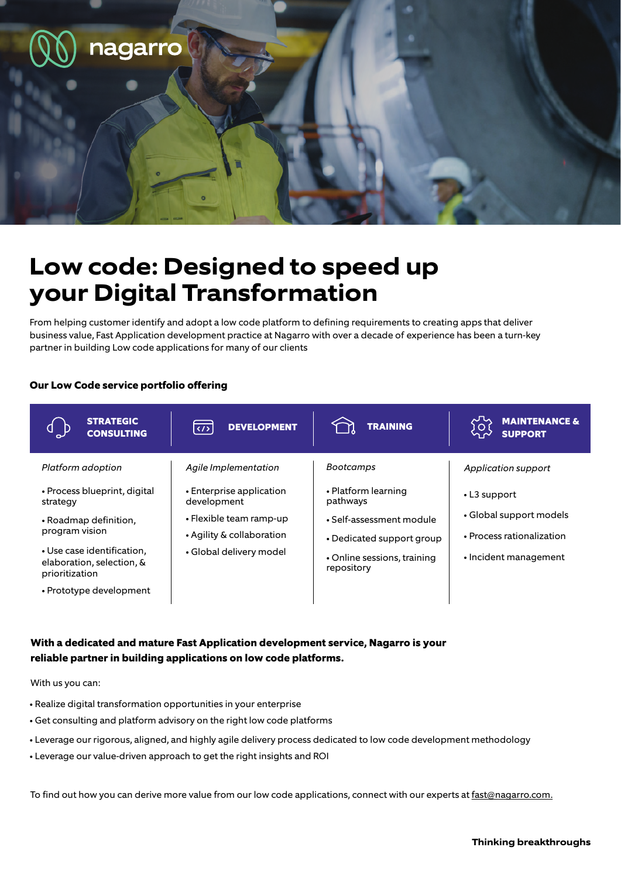nagarro

# Low code: Designed to speed up your Digital Transformation

From helping customer identify and adopt a low code platform to defining requirements to creating apps that deliver business value, Fast Application development practice at Nagarro with over a decade of experience has been a turn-key partner in building Low code applications for many of our clients

**Our Low Code service portfolio offering**

| STRATEGIC CONSULTING | DEVELOPMENT | TRAINING | MAINTENANCE & SUPPORT |
|---|---|---|---|
| *Platform adoption* | *Agile Implementation* | *Bootcamps* | *Application support* |
| • Process blueprint, digital strategy<br>• Roadmap definition, program vision<br>• Use case identification, elaboration, selection, & prioritization<br>• Prototype development | • Enterprise application development<br>• Flexible team ramp-up<br>• Agility & collaboration<br>• Global delivery model | • Platform learning pathways<br>• Self-assessment module<br>• Dedicated support group<br>• Online sessions, training repository | • L3 support<br>• Global support models<br>• Process rationalization<br>• Incident management |

**With a dedicated and mature Fast Application development service, Nagarro is your reliable partner in building applications on low code platforms.**

With us you can:

- Realize digital transformation opportunities in your enterprise
- Get consulting and platform advisory on the right low code platforms
- Leverage our rigorous, aligned, and highly agile delivery process dedicated to low code development methodology
- Leverage our value-driven approach to get the right insights and ROI

To find out how you can derive more value from our low code applications, connect with our experts at fast@nagarro.com.

**Thinking breakthroughs**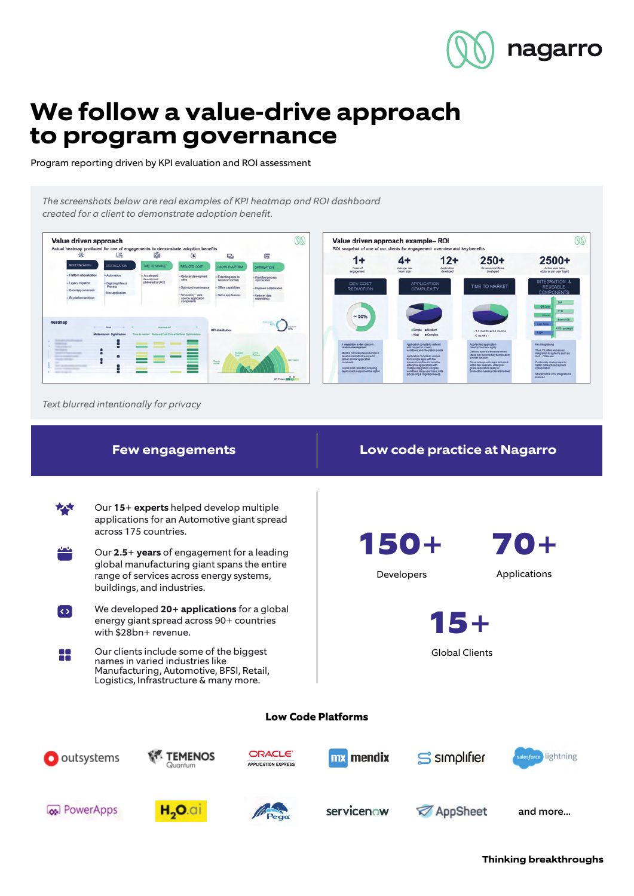# We follow a value-drive approach to program governance

Program reporting driven by KPI evaluation and ROI assessment

*The screenshots below are real examples of KPI heatmap and ROI dashboard created for a client to demonstrate adoption benefit.*

*Text blurred intentionally for privacy*

## Few engagements

- Our **15+ experts** helped develop multiple applications for an Automotive giant spread across 175 countries.
- Our **2.5+ years** of engagement for a leading global manufacturing giant spans the entire range of services across energy systems, buildings, and industries.
- We developed **20+ applications** for a global energy giant spread across 90+ countries with $28bn+ revenue.
- Our clients include some of the biggest names in varied industries like Manufacturing, Automotive, BFSI, Retail, Logistics, Infrastructure & many more.

## Low code practice at Nagarro

**150+**
Developers

**70+**
Applications

**15+**
Global Clients

### Low Code Platforms

outsystems, TEMENOS Quantum, ORACLE APPLICATION EXPRESS, mendix, simplifier, salesforce lightning, PowerApps, $H_2O$.ai, Pega, servicenow, AppSheet and more...

**Thinking breakthroughs**